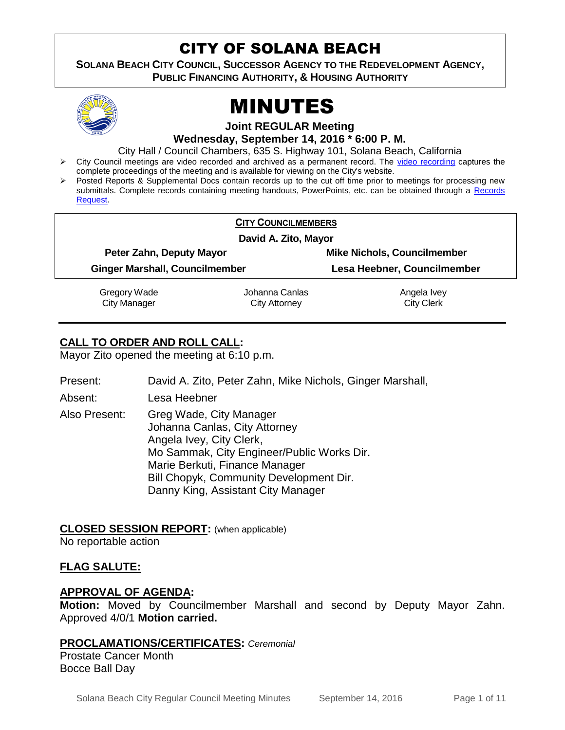# CITY OF SOLANA BEACH

**SOLANA BEACH CITY COUNCIL, SUCCESSOR AGENCY TO THE REDEVELOPMENT AGENCY, PUBLIC FINANCING AUTHORITY, & HOUSING AUTHORITY**

# MINUTES

**Joint REGULAR Meeting**

**Wednesday, September 14, 2016 * 6:00 P. M.**

City Hall / Council Chambers, 635 S. Highway 101, Solana Beach, California

- City Council meetings are video recorded and archived as a permanent record. The video recording captures the complete proceedings of the meeting and is available for viewing on the City's website.
- Posted Reports & Supplemental Docs contain records up to the cut off time prior to meetings for processing new submittals. Complete records containing meeting handouts, PowerPoints, etc. can be obtained through a Records Request.

**CITY COUNCILMEMBERS**

**David A. Zito, Mayor**

**Peter Zahn, Deputy Mayor** — **Mike Nichols, Councilmember**

**Ginger Marshall, Councilmember** — **Lesa Heebner, Councilmember**

| Gregory Wade | Johanna Canlas | Angela Ivey |
| --- | --- | --- |
| City Manager | City Attorney | City Clerk |

## CALL TO ORDER AND ROLL CALL:

Mayor Zito opened the meeting at 6:10 p.m.

Present: David A. Zito, Peter Zahn, Mike Nichols, Ginger Marshall,

Absent: Lesa Heebner

Also Present: Greg Wade, City Manager
Johanna Canlas, City Attorney
Angela Ivey, City Clerk,
Mo Sammak, City Engineer/Public Works Dir.
Marie Berkuti, Finance Manager
Bill Chopyk, Community Development Dir.
Danny King, Assistant City Manager

## CLOSED SESSION REPORT: (when applicable)

No reportable action

## FLAG SALUTE:

## APPROVAL OF AGENDA:

**Motion:** Moved by Councilmember Marshall and second by Deputy Mayor Zahn. Approved 4/0/1 **Motion carried.**

## PROCLAMATIONS/CERTIFICATES: *Ceremonial*

Prostate Cancer Month
Bocce Ball Day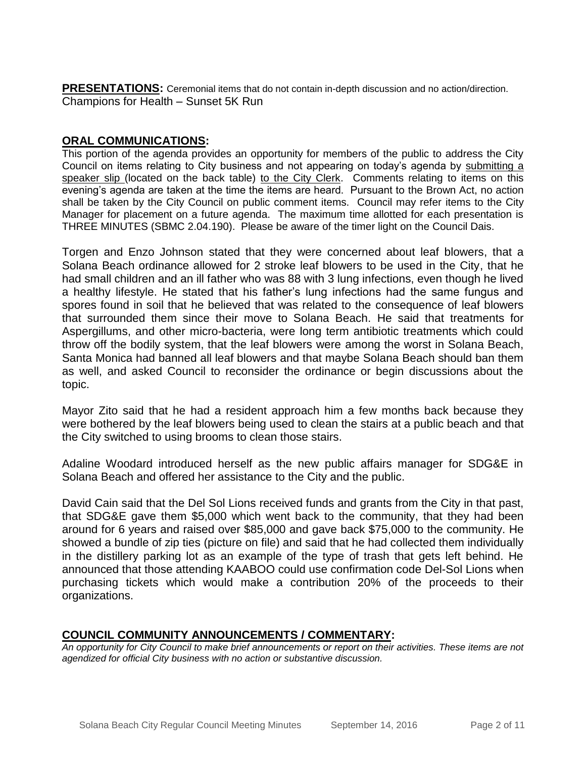**PRESENTATIONS:** Ceremonial items that do not contain in-depth discussion and no action/direction.
Champions for Health – Sunset 5K Run

## ORAL COMMUNICATIONS:

This portion of the agenda provides an opportunity for members of the public to address the City Council on items relating to City business and not appearing on today's agenda by submitting a speaker slip (located on the back table) to the City Clerk. Comments relating to items on this evening's agenda are taken at the time the items are heard. Pursuant to the Brown Act, no action shall be taken by the City Council on public comment items. Council may refer items to the City Manager for placement on a future agenda. The maximum time allotted for each presentation is THREE MINUTES (SBMC 2.04.190). Please be aware of the timer light on the Council Dais.

Torgen and Enzo Johnson stated that they were concerned about leaf blowers, that a Solana Beach ordinance allowed for 2 stroke leaf blowers to be used in the City, that he had small children and an ill father who was 88 with 3 lung infections, even though he lived a healthy lifestyle. He stated that his father's lung infections had the same fungus and spores found in soil that he believed that was related to the consequence of leaf blowers that surrounded them since their move to Solana Beach. He said that treatments for Aspergillums, and other micro-bacteria, were long term antibiotic treatments which could throw off the bodily system, that the leaf blowers were among the worst in Solana Beach, Santa Monica had banned all leaf blowers and that maybe Solana Beach should ban them as well, and asked Council to reconsider the ordinance or begin discussions about the topic.

Mayor Zito said that he had a resident approach him a few months back because they were bothered by the leaf blowers being used to clean the stairs at a public beach and that the City switched to using brooms to clean those stairs.

Adaline Woodard introduced herself as the new public affairs manager for SDG&E in Solana Beach and offered her assistance to the City and the public.

David Cain said that the Del Sol Lions received funds and grants from the City in that past, that SDG&E gave them $5,000 which went back to the community, that they had been around for 6 years and raised over $85,000 and gave back $75,000 to the community. He showed a bundle of zip ties (picture on file) and said that he had collected them individually in the distillery parking lot as an example of the type of trash that gets left behind. He announced that those attending KAABOO could use confirmation code Del-Sol Lions when purchasing tickets which would make a contribution 20% of the proceeds to their organizations.

## COUNCIL COMMUNITY ANNOUNCEMENTS / COMMENTARY:

*An opportunity for City Council to make brief announcements or report on their activities. These items are not agendized for official City business with no action or substantive discussion.*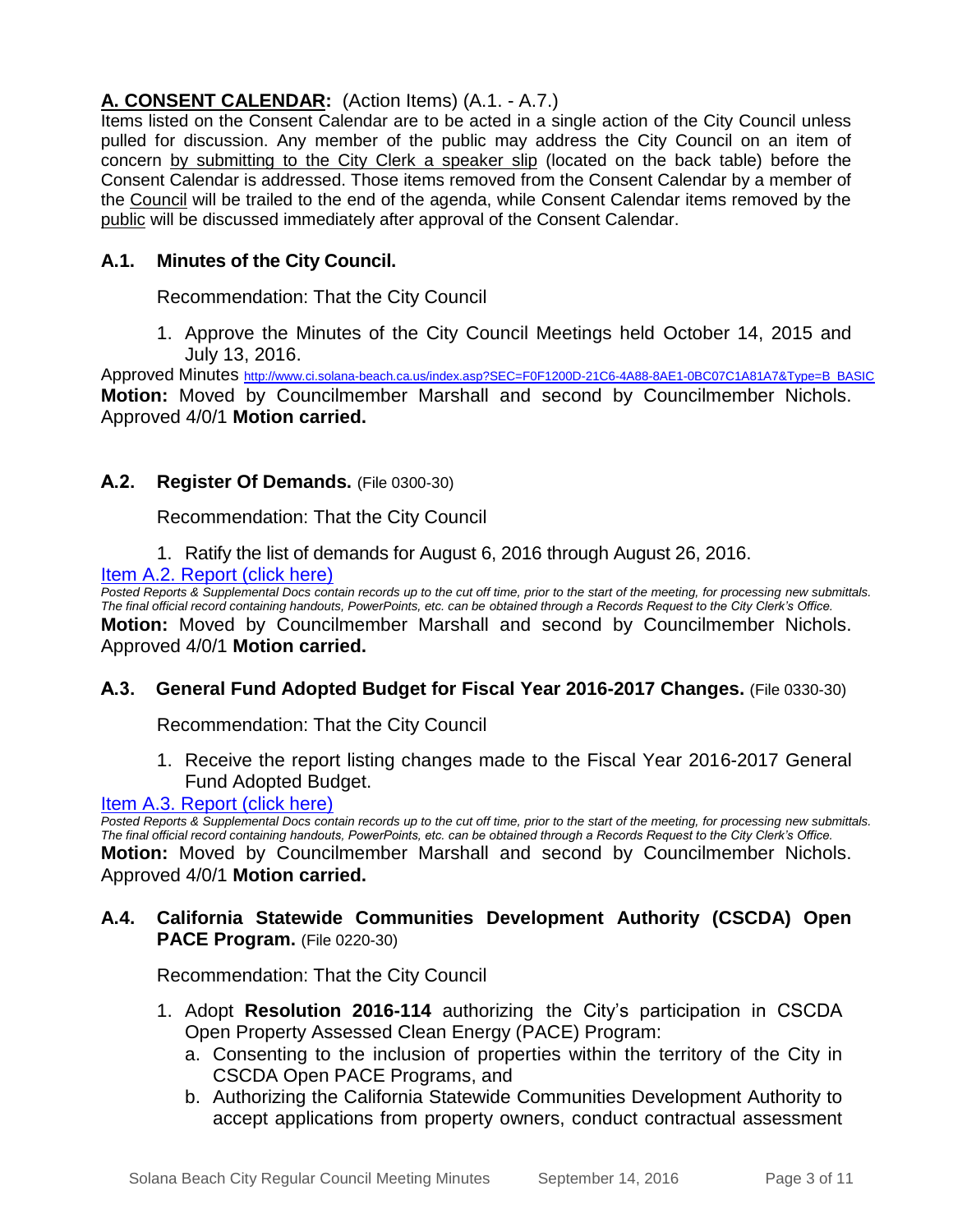## A. CONSENT CALENDAR: (Action Items) (A.1. - A.7.)

Items listed on the Consent Calendar are to be acted in a single action of the City Council unless pulled for discussion. Any member of the public may address the City Council on an item of concern by submitting to the City Clerk a speaker slip (located on the back table) before the Consent Calendar is addressed. Those items removed from the Consent Calendar by a member of the Council will be trailed to the end of the agenda, while Consent Calendar items removed by the public will be discussed immediately after approval of the Consent Calendar.

### A.1. Minutes of the City Council.

Recommendation: That the City Council

1. Approve the Minutes of the City Council Meetings held October 14, 2015 and July 13, 2016.

Approved Minutes http://www.ci.solana-beach.ca.us/index.asp?SEC=F0F1200D-21C6-4A88-8AE1-0BC07C1A81A7&Type=B_BASIC

**Motion:** Moved by Councilmember Marshall and second by Councilmember Nichols. Approved 4/0/1 **Motion carried.**

### A.2. Register Of Demands. (File 0300-30)

Recommendation: That the City Council

1. Ratify the list of demands for August 6, 2016 through August 26, 2016.

Item A.2. Report (click here)

*Posted Reports & Supplemental Docs contain records up to the cut off time, prior to the start of the meeting, for processing new submittals. The final official record containing handouts, PowerPoints, etc. can be obtained through a Records Request to the City Clerk's Office.*

**Motion:** Moved by Councilmember Marshall and second by Councilmember Nichols. Approved 4/0/1 **Motion carried.**

### A.3. General Fund Adopted Budget for Fiscal Year 2016-2017 Changes. (File 0330-30)

Recommendation: That the City Council

1. Receive the report listing changes made to the Fiscal Year 2016-2017 General Fund Adopted Budget.

Item A.3. Report (click here)

*Posted Reports & Supplemental Docs contain records up to the cut off time, prior to the start of the meeting, for processing new submittals. The final official record containing handouts, PowerPoints, etc. can be obtained through a Records Request to the City Clerk's Office.*

**Motion:** Moved by Councilmember Marshall and second by Councilmember Nichols. Approved 4/0/1 **Motion carried.**

### A.4. California Statewide Communities Development Authority (CSCDA) Open PACE Program. (File 0220-30)

Recommendation: That the City Council

1. Adopt **Resolution 2016-114** authorizing the City's participation in CSCDA Open Property Assessed Clean Energy (PACE) Program:
   a. Consenting to the inclusion of properties within the territory of the City in CSCDA Open PACE Programs, and
   b. Authorizing the California Statewide Communities Development Authority to accept applications from property owners, conduct contractual assessment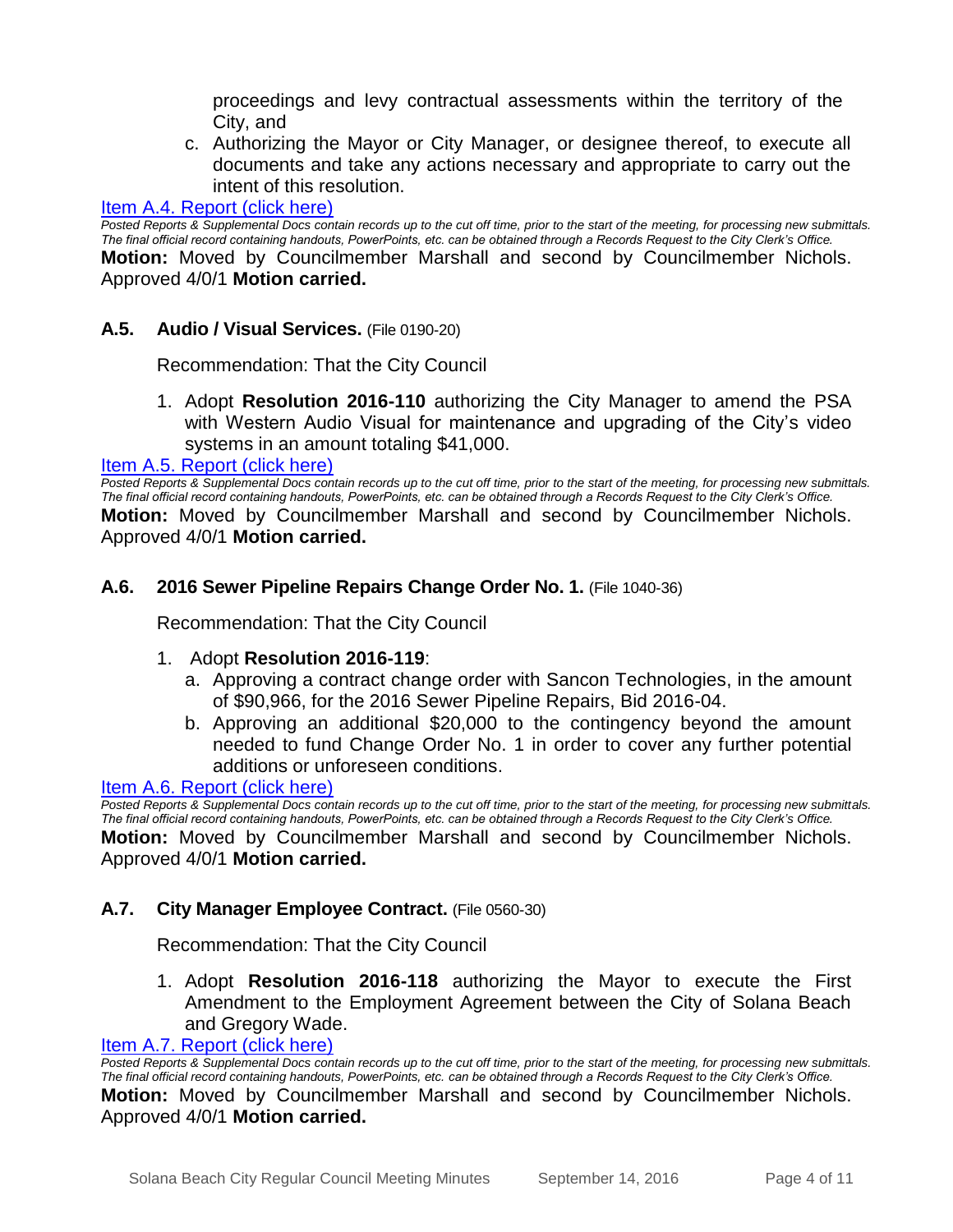proceedings and levy contractual assessments within the territory of the City, and

c. Authorizing the Mayor or City Manager, or designee thereof, to execute all documents and take any actions necessary and appropriate to carry out the intent of this resolution.

[Item A.4. Report (click here)]

*Posted Reports & Supplemental Docs contain records up to the cut off time, prior to the start of the meeting, for processing new submittals. The final official record containing handouts, PowerPoints, etc. can be obtained through a Records Request to the City Clerk's Office.*

**Motion:** Moved by Councilmember Marshall and second by Councilmember Nichols. Approved 4/0/1 **Motion carried.**

### A.5. Audio / Visual Services. (File 0190-20)

Recommendation: That the City Council

1. Adopt **Resolution 2016-110** authorizing the City Manager to amend the PSA with Western Audio Visual for maintenance and upgrading of the City's video systems in an amount totaling $41,000.

[Item A.5. Report (click here)]

*Posted Reports & Supplemental Docs contain records up to the cut off time, prior to the start of the meeting, for processing new submittals. The final official record containing handouts, PowerPoints, etc. can be obtained through a Records Request to the City Clerk's Office.*

**Motion:** Moved by Councilmember Marshall and second by Councilmember Nichols. Approved 4/0/1 **Motion carried.**

### A.6. 2016 Sewer Pipeline Repairs Change Order No. 1. (File 1040-36)

Recommendation: That the City Council

1. Adopt **Resolution 2016-119**:
   a. Approving a contract change order with Sancon Technologies, in the amount of $90,966, for the 2016 Sewer Pipeline Repairs, Bid 2016-04.
   b. Approving an additional $20,000 to the contingency beyond the amount needed to fund Change Order No. 1 in order to cover any further potential additions or unforeseen conditions.

[Item A.6. Report (click here)]

*Posted Reports & Supplemental Docs contain records up to the cut off time, prior to the start of the meeting, for processing new submittals. The final official record containing handouts, PowerPoints, etc. can be obtained through a Records Request to the City Clerk's Office.*

**Motion:** Moved by Councilmember Marshall and second by Councilmember Nichols. Approved 4/0/1 **Motion carried.**

### A.7. City Manager Employee Contract. (File 0560-30)

Recommendation: That the City Council

1. Adopt **Resolution 2016-118** authorizing the Mayor to execute the First Amendment to the Employment Agreement between the City of Solana Beach and Gregory Wade.

[Item A.7. Report (click here)]

*Posted Reports & Supplemental Docs contain records up to the cut off time, prior to the start of the meeting, for processing new submittals. The final official record containing handouts, PowerPoints, etc. can be obtained through a Records Request to the City Clerk's Office.*

**Motion:** Moved by Councilmember Marshall and second by Councilmember Nichols. Approved 4/0/1 **Motion carried.**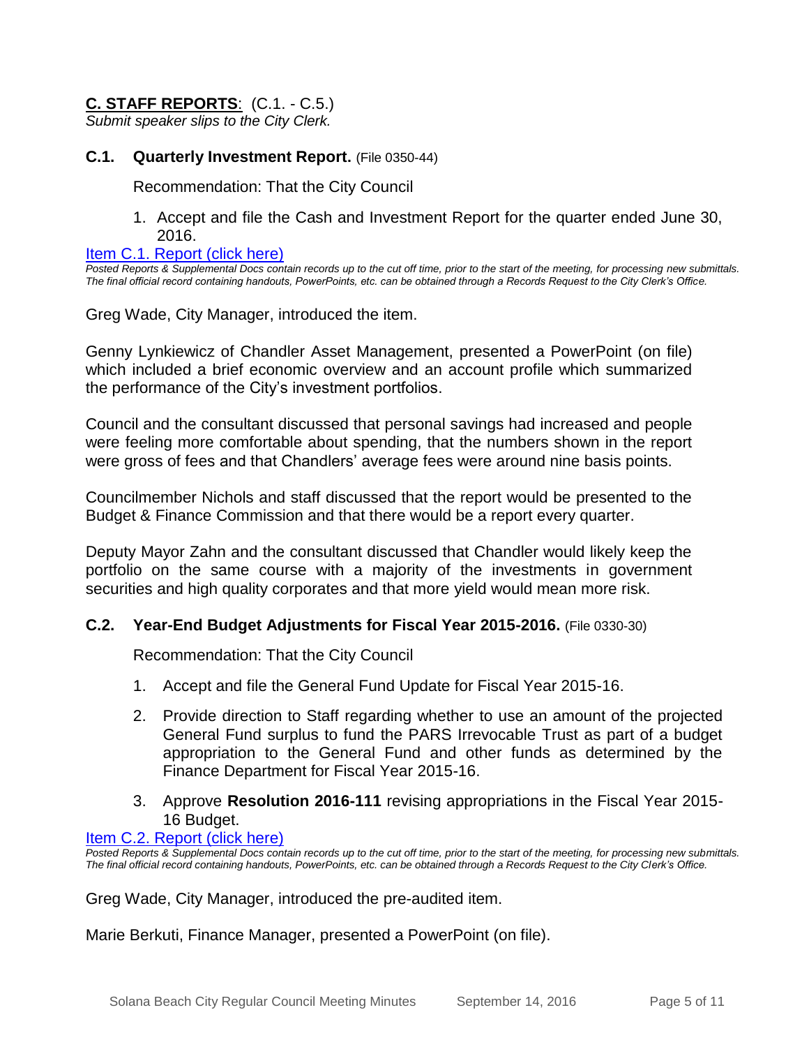## C. STAFF REPORTS: (C.1. - C.5.)

*Submit speaker slips to the City Clerk.*

### C.1. Quarterly Investment Report. (File 0350-44)

Recommendation: That the City Council

1. Accept and file the Cash and Investment Report for the quarter ended June 30, 2016.

[Item C.1. Report (click here)](#)

*Posted Reports & Supplemental Docs contain records up to the cut off time, prior to the start of the meeting, for processing new submittals. The final official record containing handouts, PowerPoints, etc. can be obtained through a Records Request to the City Clerk's Office.*

Greg Wade, City Manager, introduced the item.

Genny Lynkiewicz of Chandler Asset Management, presented a PowerPoint (on file) which included a brief economic overview and an account profile which summarized the performance of the City's investment portfolios.

Council and the consultant discussed that personal savings had increased and people were feeling more comfortable about spending, that the numbers shown in the report were gross of fees and that Chandlers' average fees were around nine basis points.

Councilmember Nichols and staff discussed that the report would be presented to the Budget & Finance Commission and that there would be a report every quarter.

Deputy Mayor Zahn and the consultant discussed that Chandler would likely keep the portfolio on the same course with a majority of the investments in government securities and high quality corporates and that more yield would mean more risk.

### C.2. Year-End Budget Adjustments for Fiscal Year 2015-2016. (File 0330-30)

Recommendation: That the City Council

1. Accept and file the General Fund Update for Fiscal Year 2015-16.
2. Provide direction to Staff regarding whether to use an amount of the projected General Fund surplus to fund the PARS Irrevocable Trust as part of a budget appropriation to the General Fund and other funds as determined by the Finance Department for Fiscal Year 2015-16.
3. Approve **Resolution 2016-111** revising appropriations in the Fiscal Year 2015-16 Budget.

[Item C.2. Report (click here)](#)

*Posted Reports & Supplemental Docs contain records up to the cut off time, prior to the start of the meeting, for processing new submittals. The final official record containing handouts, PowerPoints, etc. can be obtained through a Records Request to the City Clerk's Office.*

Greg Wade, City Manager, introduced the pre-audited item.

Marie Berkuti, Finance Manager, presented a PowerPoint (on file).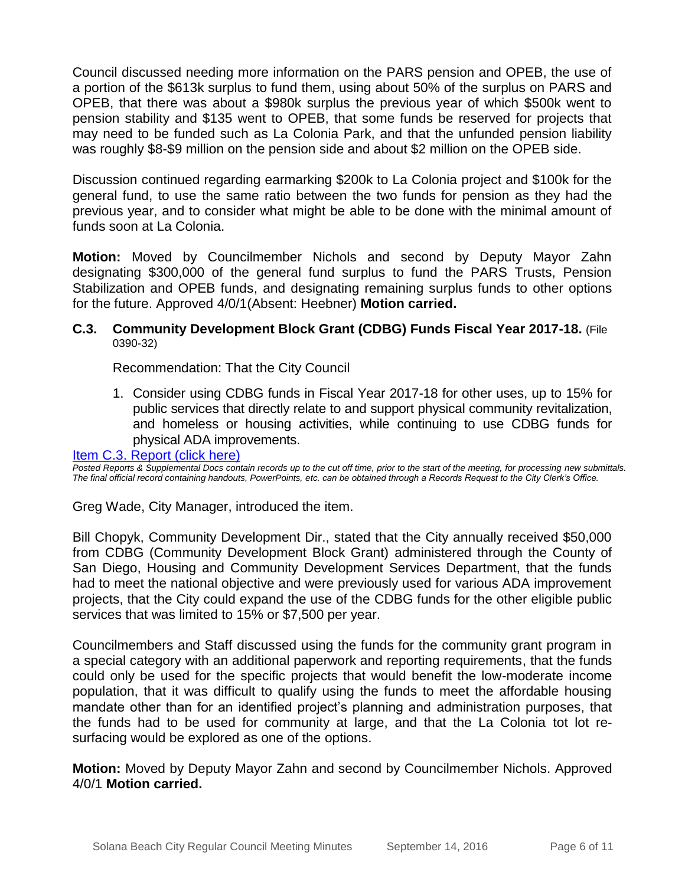Council discussed needing more information on the PARS pension and OPEB, the use of a portion of the $613k surplus to fund them, using about 50% of the surplus on PARS and OPEB, that there was about a $980k surplus the previous year of which $500k went to pension stability and $135 went to OPEB, that some funds be reserved for projects that may need to be funded such as La Colonia Park, and that the unfunded pension liability was roughly $8-$9 million on the pension side and about $2 million on the OPEB side.

Discussion continued regarding earmarking $200k to La Colonia project and $100k for the general fund, to use the same ratio between the two funds for pension as they had the previous year, and to consider what might be able to be done with the minimal amount of funds soon at La Colonia.

**Motion:** Moved by Councilmember Nichols and second by Deputy Mayor Zahn designating $300,000 of the general fund surplus to fund the PARS Trusts, Pension Stabilization and OPEB funds, and designating remaining surplus funds to other options for the future. Approved 4/0/1(Absent: Heebner) **Motion carried.**

**C.3. Community Development Block Grant (CDBG) Funds Fiscal Year 2017-18.** (File 0390-32)

Recommendation: That the City Council

1. Consider using CDBG funds in Fiscal Year 2017-18 for other uses, up to 15% for public services that directly relate to and support physical community revitalization, and homeless or housing activities, while continuing to use CDBG funds for physical ADA improvements.

Item C.3. Report (click here)

*Posted Reports & Supplemental Docs contain records up to the cut off time, prior to the start of the meeting, for processing new submittals. The final official record containing handouts, PowerPoints, etc. can be obtained through a Records Request to the City Clerk's Office.*

Greg Wade, City Manager, introduced the item.

Bill Chopyk, Community Development Dir., stated that the City annually received $50,000 from CDBG (Community Development Block Grant) administered through the County of San Diego, Housing and Community Development Services Department, that the funds had to meet the national objective and were previously used for various ADA improvement projects, that the City could expand the use of the CDBG funds for the other eligible public services that was limited to 15% or $7,500 per year.

Councilmembers and Staff discussed using the funds for the community grant program in a special category with an additional paperwork and reporting requirements, that the funds could only be used for the specific projects that would benefit the low-moderate income population, that it was difficult to qualify using the funds to meet the affordable housing mandate other than for an identified project's planning and administration purposes, that the funds had to be used for community at large, and that the La Colonia tot lot re-surfacing would be explored as one of the options.

**Motion:** Moved by Deputy Mayor Zahn and second by Councilmember Nichols. Approved 4/0/1 **Motion carried.**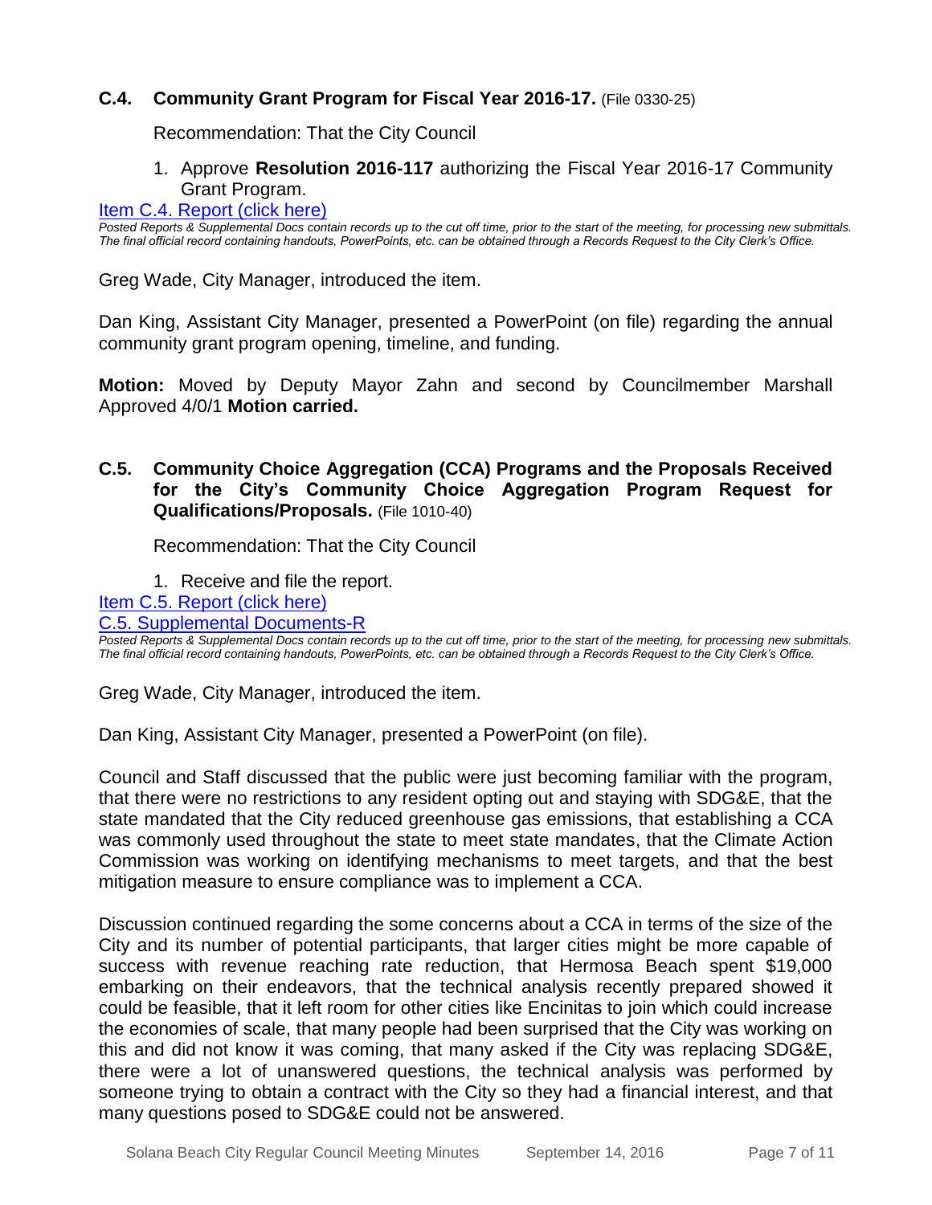### C.4. Community Grant Program for Fiscal Year 2016-17. (File 0330-25)

Recommendation: That the City Council

1. Approve **Resolution 2016-117** authorizing the Fiscal Year 2016-17 Community Grant Program.

[Item C.4. Report (click here)]

*Posted Reports & Supplemental Docs contain records up to the cut off time, prior to the start of the meeting, for processing new submittals. The final official record containing handouts, PowerPoints, etc. can be obtained through a Records Request to the City Clerk's Office.*

Greg Wade, City Manager, introduced the item.

Dan King, Assistant City Manager, presented a PowerPoint (on file) regarding the annual community grant program opening, timeline, and funding.

**Motion:** Moved by Deputy Mayor Zahn and second by Councilmember Marshall Approved 4/0/1 **Motion carried.**

### C.5. Community Choice Aggregation (CCA) Programs and the Proposals Received for the City's Community Choice Aggregation Program Request for Qualifications/Proposals. (File 1010-40)

Recommendation: That the City Council

1. Receive and file the report.

[Item C.5. Report (click here)]
[C.5. Supplemental Documents-R]

*Posted Reports & Supplemental Docs contain records up to the cut off time, prior to the start of the meeting, for processing new submittals. The final official record containing handouts, PowerPoints, etc. can be obtained through a Records Request to the City Clerk's Office.*

Greg Wade, City Manager, introduced the item.

Dan King, Assistant City Manager, presented a PowerPoint (on file).

Council and Staff discussed that the public were just becoming familiar with the program, that there were no restrictions to any resident opting out and staying with SDG&E, that the state mandated that the City reduced greenhouse gas emissions, that establishing a CCA was commonly used throughout the state to meet state mandates, that the Climate Action Commission was working on identifying mechanisms to meet targets, and that the best mitigation measure to ensure compliance was to implement a CCA.

Discussion continued regarding the some concerns about a CCA in terms of the size of the City and its number of potential participants, that larger cities might be more capable of success with revenue reaching rate reduction, that Hermosa Beach spent $19,000 embarking on their endeavors, that the technical analysis recently prepared showed it could be feasible, that it left room for other cities like Encinitas to join which could increase the economies of scale, that many people had been surprised that the City was working on this and did not know it was coming, that many asked if the City was replacing SDG&E, there were a lot of unanswered questions, the technical analysis was performed by someone trying to obtain a contract with the City so they had a financial interest, and that many questions posed to SDG&E could not be answered.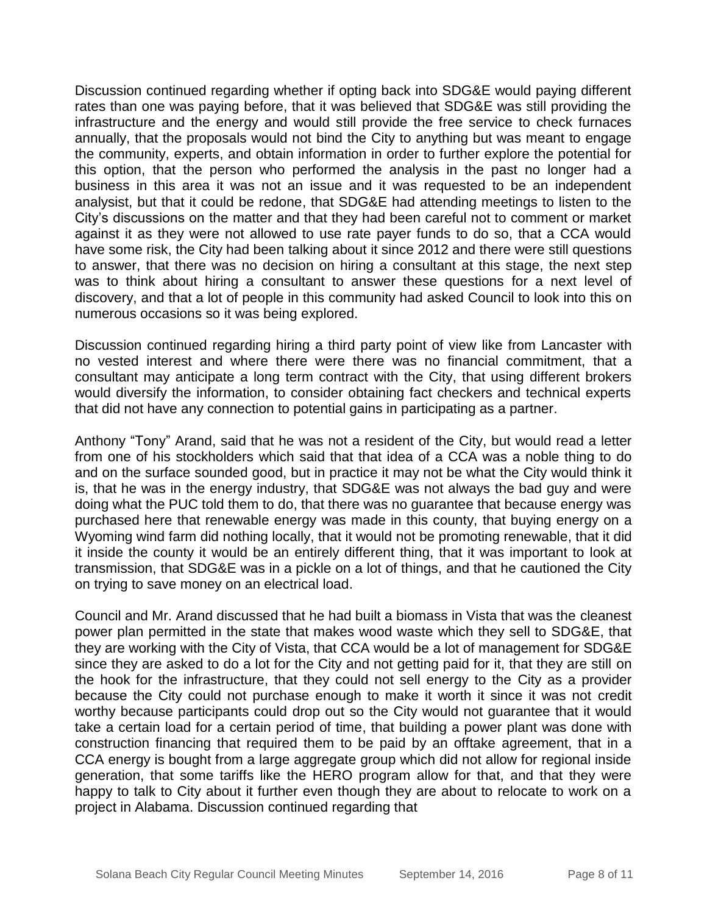Discussion continued regarding whether if opting back into SDG&E would paying different rates than one was paying before, that it was believed that SDG&E was still providing the infrastructure and the energy and would still provide the free service to check furnaces annually, that the proposals would not bind the City to anything but was meant to engage the community, experts, and obtain information in order to further explore the potential for this option, that the person who performed the analysis in the past no longer had a business in this area it was not an issue and it was requested to be an independent analysist, but that it could be redone, that SDG&E had attending meetings to listen to the City's discussions on the matter and that they had been careful not to comment or market against it as they were not allowed to use rate payer funds to do so, that a CCA would have some risk, the City had been talking about it since 2012 and there were still questions to answer, that there was no decision on hiring a consultant at this stage, the next step was to think about hiring a consultant to answer these questions for a next level of discovery, and that a lot of people in this community had asked Council to look into this on numerous occasions so it was being explored.

Discussion continued regarding hiring a third party point of view like from Lancaster with no vested interest and where there were there was no financial commitment, that a consultant may anticipate a long term contract with the City, that using different brokers would diversify the information, to consider obtaining fact checkers and technical experts that did not have any connection to potential gains in participating as a partner.

Anthony "Tony" Arand, said that he was not a resident of the City, but would read a letter from one of his stockholders which said that that idea of a CCA was a noble thing to do and on the surface sounded good, but in practice it may not be what the City would think it is, that he was in the energy industry, that SDG&E was not always the bad guy and were doing what the PUC told them to do, that there was no guarantee that because energy was purchased here that renewable energy was made in this county, that buying energy on a Wyoming wind farm did nothing locally, that it would not be promoting renewable, that it did it inside the county it would be an entirely different thing, that it was important to look at transmission, that SDG&E was in a pickle on a lot of things, and that he cautioned the City on trying to save money on an electrical load.

Council and Mr. Arand discussed that he had built a biomass in Vista that was the cleanest power plan permitted in the state that makes wood waste which they sell to SDG&E, that they are working with the City of Vista, that CCA would be a lot of management for SDG&E since they are asked to do a lot for the City and not getting paid for it, that they are still on the hook for the infrastructure, that they could not sell energy to the City as a provider because the City could not purchase enough to make it worth it since it was not credit worthy because participants could drop out so the City would not guarantee that it would take a certain load for a certain period of time, that building a power plant was done with construction financing that required them to be paid by an offtake agreement, that in a CCA energy is bought from a large aggregate group which did not allow for regional inside generation, that some tariffs like the HERO program allow for that, and that they were happy to talk to City about it further even though they are about to relocate to work on a project in Alabama. Discussion continued regarding that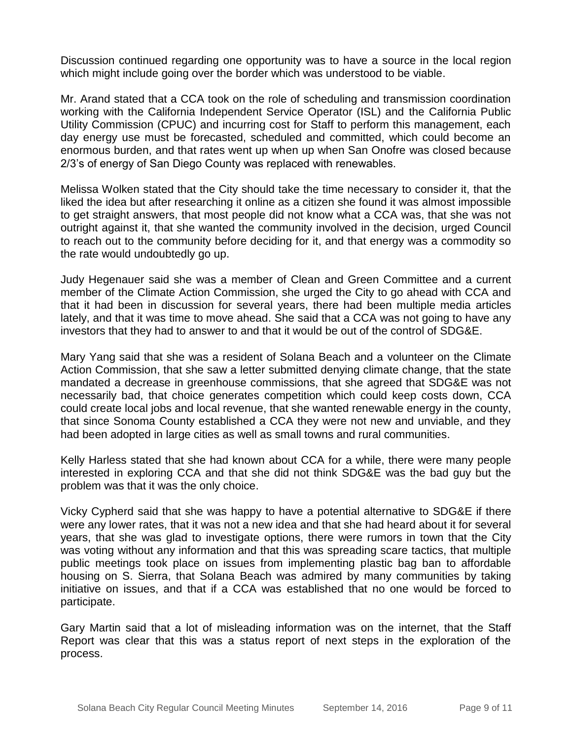Discussion continued regarding one opportunity was to have a source in the local region which might include going over the border which was understood to be viable.

Mr. Arand stated that a CCA took on the role of scheduling and transmission coordination working with the California Independent Service Operator (ISL) and the California Public Utility Commission (CPUC) and incurring cost for Staff to perform this management, each day energy use must be forecasted, scheduled and committed, which could become an enormous burden, and that rates went up when up when San Onofre was closed because 2/3's of energy of San Diego County was replaced with renewables.

Melissa Wolken stated that the City should take the time necessary to consider it, that the liked the idea but after researching it online as a citizen she found it was almost impossible to get straight answers, that most people did not know what a CCA was, that she was not outright against it, that she wanted the community involved in the decision, urged Council to reach out to the community before deciding for it, and that energy was a commodity so the rate would undoubtedly go up.

Judy Hegenauer said she was a member of Clean and Green Committee and a current member of the Climate Action Commission, she urged the City to go ahead with CCA and that it had been in discussion for several years, there had been multiple media articles lately, and that it was time to move ahead. She said that a CCA was not going to have any investors that they had to answer to and that it would be out of the control of SDG&E.

Mary Yang said that she was a resident of Solana Beach and a volunteer on the Climate Action Commission, that she saw a letter submitted denying climate change, that the state mandated a decrease in greenhouse commissions, that she agreed that SDG&E was not necessarily bad, that choice generates competition which could keep costs down, CCA could create local jobs and local revenue, that she wanted renewable energy in the county, that since Sonoma County established a CCA they were not new and unviable, and they had been adopted in large cities as well as small towns and rural communities.

Kelly Harless stated that she had known about CCA for a while, there were many people interested in exploring CCA and that she did not think SDG&E was the bad guy but the problem was that it was the only choice.

Vicky Cypherd said that she was happy to have a potential alternative to SDG&E if there were any lower rates, that it was not a new idea and that she had heard about it for several years, that she was glad to investigate options, there were rumors in town that the City was voting without any information and that this was spreading scare tactics, that multiple public meetings took place on issues from implementing plastic bag ban to affordable housing on S. Sierra, that Solana Beach was admired by many communities by taking initiative on issues, and that if a CCA was established that no one would be forced to participate.

Gary Martin said that a lot of misleading information was on the internet, that the Staff Report was clear that this was a status report of next steps in the exploration of the process.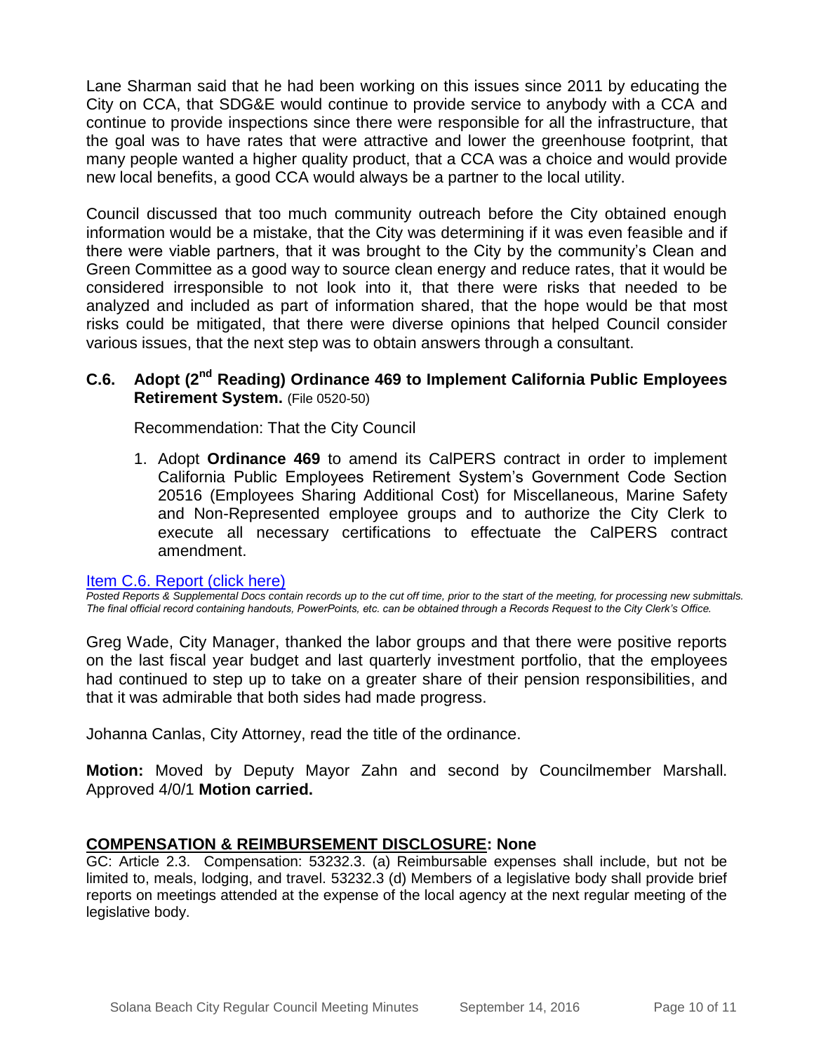Lane Sharman said that he had been working on this issues since 2011 by educating the City on CCA, that SDG&E would continue to provide service to anybody with a CCA and continue to provide inspections since there were responsible for all the infrastructure, that the goal was to have rates that were attractive and lower the greenhouse footprint, that many people wanted a higher quality product, that a CCA was a choice and would provide new local benefits, a good CCA would always be a partner to the local utility.

Council discussed that too much community outreach before the City obtained enough information would be a mistake, that the City was determining if it was even feasible and if there were viable partners, that it was brought to the City by the community's Clean and Green Committee as a good way to source clean energy and reduce rates, that it would be considered irresponsible to not look into it, that there were risks that needed to be analyzed and included as part of information shared, that the hope would be that most risks could be mitigated, that there were diverse opinions that helped Council consider various issues, that the next step was to obtain answers through a consultant.

### C.6. Adopt (2nd Reading) Ordinance 469 to Implement California Public Employees Retirement System. (File 0520-50)

Recommendation: That the City Council

1. Adopt **Ordinance 469** to amend its CalPERS contract in order to implement California Public Employees Retirement System's Government Code Section 20516 (Employees Sharing Additional Cost) for Miscellaneous, Marine Safety and Non-Represented employee groups and to authorize the City Clerk to execute all necessary certifications to effectuate the CalPERS contract amendment.

Item C.6. Report (click here)

*Posted Reports & Supplemental Docs contain records up to the cut off time, prior to the start of the meeting, for processing new submittals. The final official record containing handouts, PowerPoints, etc. can be obtained through a Records Request to the City Clerk's Office.*

Greg Wade, City Manager, thanked the labor groups and that there were positive reports on the last fiscal year budget and last quarterly investment portfolio, that the employees had continued to step up to take on a greater share of their pension responsibilities, and that it was admirable that both sides had made progress.

Johanna Canlas, City Attorney, read the title of the ordinance.

**Motion:** Moved by Deputy Mayor Zahn and second by Councilmember Marshall. Approved 4/0/1 **Motion carried.**

## COMPENSATION & REIMBURSEMENT DISCLOSURE: None

GC: Article 2.3. Compensation: 53232.3. (a) Reimbursable expenses shall include, but not be limited to, meals, lodging, and travel. 53232.3 (d) Members of a legislative body shall provide brief reports on meetings attended at the expense of the local agency at the next regular meeting of the legislative body.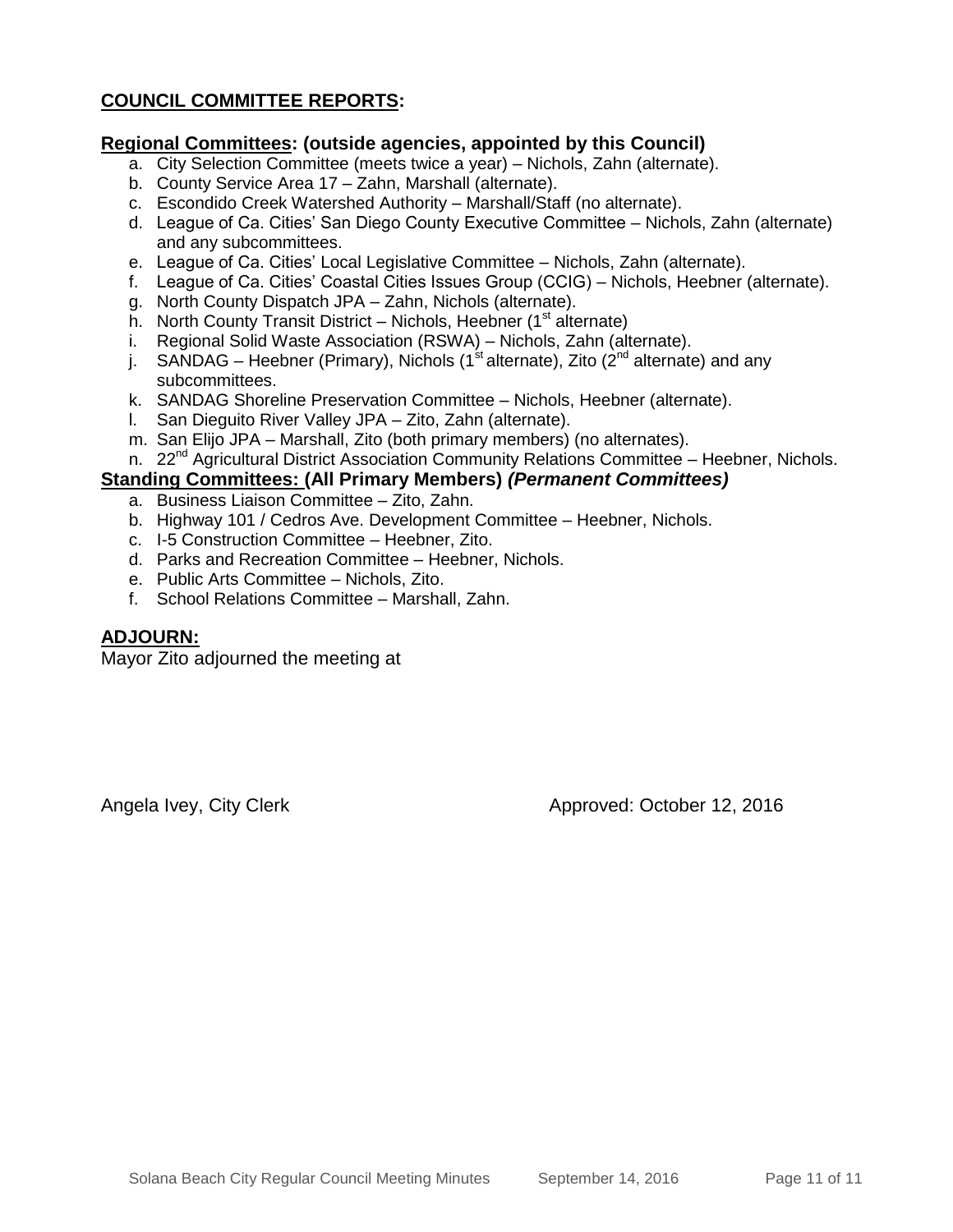## COUNCIL COMMITTEE REPORTS:

### Regional Committees: (outside agencies, appointed by this Council)

a. City Selection Committee (meets twice a year) – Nichols, Zahn (alternate).
b. County Service Area 17 – Zahn, Marshall (alternate).
c. Escondido Creek Watershed Authority – Marshall/Staff (no alternate).
d. League of Ca. Cities' San Diego County Executive Committee – Nichols, Zahn (alternate) and any subcommittees.
e. League of Ca. Cities' Local Legislative Committee – Nichols, Zahn (alternate).
f. League of Ca. Cities' Coastal Cities Issues Group (CCIG) – Nichols, Heebner (alternate).
g. North County Dispatch JPA – Zahn, Nichols (alternate).
h. North County Transit District – Nichols, Heebner (1st alternate)
i. Regional Solid Waste Association (RSWA) – Nichols, Zahn (alternate).
j. SANDAG – Heebner (Primary), Nichols (1st alternate), Zito (2nd alternate) and any subcommittees.
k. SANDAG Shoreline Preservation Committee – Nichols, Heebner (alternate).
l. San Dieguito River Valley JPA – Zito, Zahn (alternate).
m. San Elijo JPA – Marshall, Zito (both primary members) (no alternates).
n. 22nd Agricultural District Association Community Relations Committee – Heebner, Nichols.

### Standing Committees: (All Primary Members) *(Permanent Committees)*

a. Business Liaison Committee – Zito, Zahn.
b. Highway 101 / Cedros Ave. Development Committee – Heebner, Nichols.
c. I-5 Construction Committee – Heebner, Zito.
d. Parks and Recreation Committee – Heebner, Nichols.
e. Public Arts Committee – Nichols, Zito.
f. School Relations Committee – Marshall, Zahn.

## ADJOURN:

Mayor Zito adjourned the meeting at

Angela Ivey, City Clerk

Approved: October 12, 2016